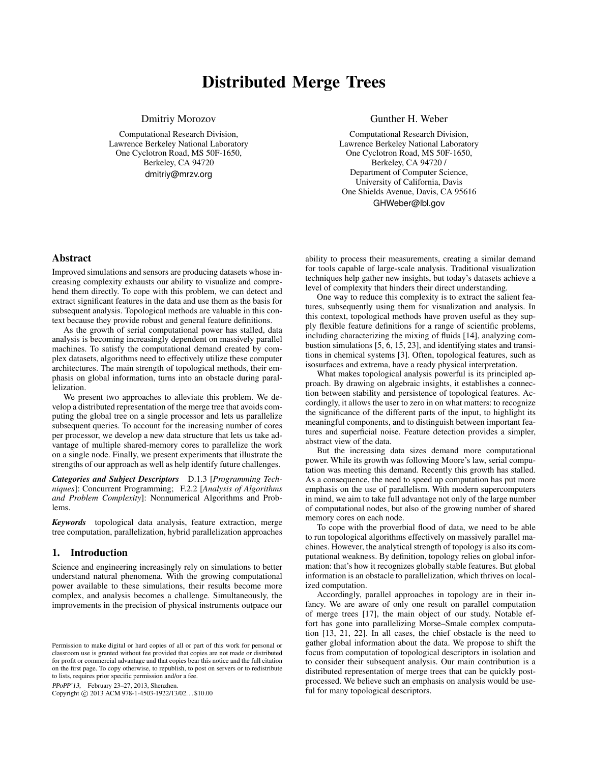# Distributed Merge Trees

Dmitriy Morozov

Computational Research Division,
Lawrence Berkeley National Laboratory
One Cyclotron Road, MS 50F-1650,
Berkeley, CA 94720
dmitriy@mrzv.org

Gunther H. Weber

Computational Research Division,
Lawrence Berkeley National Laboratory
One Cyclotron Road, MS 50F-1650,
Berkeley, CA 94720 /
Department of Computer Science,
University of California, Davis
One Shields Avenue, Davis, CA 95616
GHWeber@lbl.gov

## Abstract

Improved simulations and sensors are producing datasets whose increasing complexity exhausts our ability to visualize and comprehend them directly. To cope with this problem, we can detect and extract significant features in the data and use them as the basis for subsequent analysis. Topological methods are valuable in this context because they provide robust and general feature definitions.

As the growth of serial computational power has stalled, data analysis is becoming increasingly dependent on massively parallel machines. To satisfy the computational demand created by complex datasets, algorithms need to effectively utilize these computer architectures. The main strength of topological methods, their emphasis on global information, turns into an obstacle during parallelization.

We present two approaches to alleviate this problem. We develop a distributed representation of the merge tree that avoids computing the global tree on a single processor and lets us parallelize subsequent queries. To account for the increasing number of cores per processor, we develop a new data structure that lets us take advantage of multiple shared-memory cores to parallelize the work on a single node. Finally, we present experiments that illustrate the strengths of our approach as well as help identify future challenges.

***Categories and Subject Descriptors*** D.1.3 [*Programming Techniques*]: Concurrent Programming; F.2.2 [*Analysis of Algorithms and Problem Complexity*]: Nonnumerical Algorithms and Problems.

***Keywords*** topological data analysis, feature extraction, merge tree computation, parallelization, hybrid parallelization approaches

## 1. Introduction

Science and engineering increasingly rely on simulations to better understand natural phenomena. With the growing computational power available to these simulations, their results become more complex, and analysis becomes a challenge. Simultaneously, the improvements in the precision of physical instruments outpace our ability to process their measurements, creating a similar demand for tools capable of large-scale analysis. Traditional visualization techniques help gather new insights, but today's datasets achieve a level of complexity that hinders their direct understanding.

One way to reduce this complexity is to extract the salient features, subsequently using them for visualization and analysis. In this context, topological methods have proven useful as they supply flexible feature definitions for a range of scientific problems, including characterizing the mixing of fluids [14], analyzing combustion simulations [5, 6, 15, 23], and identifying states and transitions in chemical systems [3]. Often, topological features, such as isosurfaces and extrema, have a ready physical interpretation.

What makes topological analysis powerful is its principled approach. By drawing on algebraic insights, it establishes a connection between stability and persistence of topological features. Accordingly, it allows the user to zero in on what matters: to recognize the significance of the different parts of the input, to highlight its meaningful components, and to distinguish between important features and superficial noise. Feature detection provides a simpler, abstract view of the data.

But the increasing data sizes demand more computational power. While its growth was following Moore's law, serial computation was meeting this demand. Recently this growth has stalled. As a consequence, the need to speed up computation has put more emphasis on the use of parallelism. With modern supercomputers in mind, we aim to take full advantage not only of the large number of computational nodes, but also of the growing number of shared memory cores on each node.

To cope with the proverbial flood of data, we need to be able to run topological algorithms effectively on massively parallel machines. However, the analytical strength of topology is also its computational weakness. By definition, topology relies on global information: that's how it recognizes globally stable features. But global information is an obstacle to parallelization, which thrives on localized computation.

Accordingly, parallel approaches in topology are in their infancy. We are aware of only one result on parallel computation of merge trees [17], the main object of our study. Notable effort has gone into parallelizing Morse–Smale complex computation [13, 21, 22]. In all cases, the chief obstacle is the need to gather global information about the data. We propose to shift the focus from computation of topological descriptors in isolation and to consider their subsequent analysis. Our main contribution is a distributed representation of merge trees that can be quickly post-processed. We believe such an emphasis on analysis would be useful for many topological descriptors.

Permission to make digital or hard copies of all or part of this work for personal or classroom use is granted without fee provided that copies are not made or distributed for profit or commercial advantage and that copies bear this notice and the full citation on the first page. To copy otherwise, to republish, to post on servers or to redistribute to lists, requires prior specific permission and/or a fee.

*PPoPP'13,* February 23–27, 2013, Shenzhen.
Copyright © 2013 ACM 978-1-4503-1922/13/02... $10.00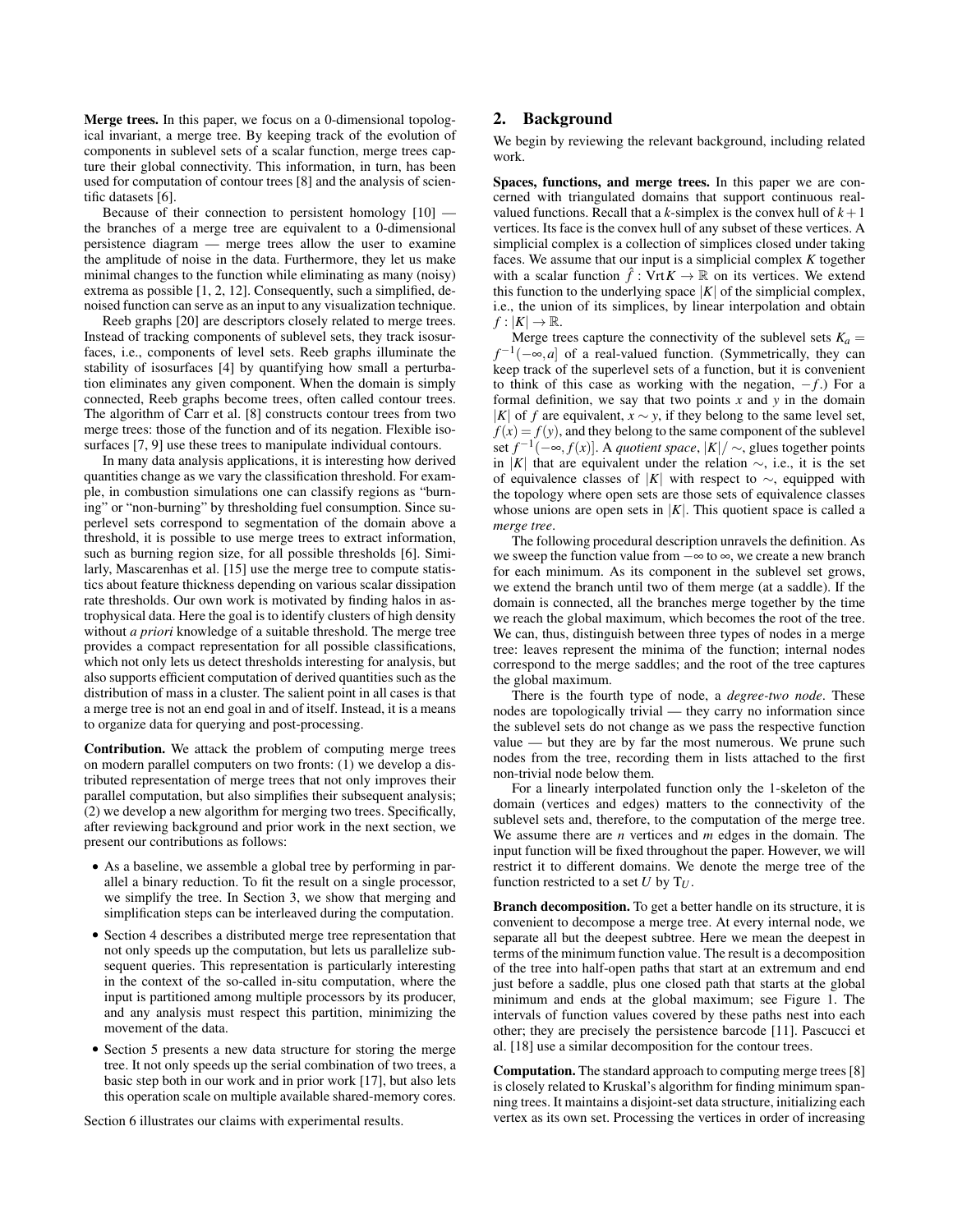**Merge trees.** In this paper, we focus on a 0-dimensional topological invariant, a merge tree. By keeping track of the evolution of components in sublevel sets of a scalar function, merge trees capture their global connectivity. This information, in turn, has been used for computation of contour trees [8] and the analysis of scientific datasets [6].

Because of their connection to persistent homology [10] — the branches of a merge tree are equivalent to a 0-dimensional persistence diagram — merge trees allow the user to examine the amplitude of noise in the data. Furthermore, they let us make minimal changes to the function while eliminating as many (noisy) extrema as possible [1, 2, 12]. Consequently, such a simplified, denoised function can serve as an input to any visualization technique.

Reeb graphs [20] are descriptors closely related to merge trees. Instead of tracking components of sublevel sets, they track isosurfaces, i.e., components of level sets. Reeb graphs illuminate the stability of isosurfaces [4] by quantifying how small a perturbation eliminates any given component. When the domain is simply connected, Reeb graphs become trees, often called contour trees. The algorithm of Carr et al. [8] constructs contour trees from two merge trees: those of the function and of its negation. Flexible isosurfaces [7, 9] use these trees to manipulate individual contours.

In many data analysis applications, it is interesting how derived quantities change as we vary the classification threshold. For example, in combustion simulations one can classify regions as "burning" or "non-burning" by thresholding fuel consumption. Since superlevel sets correspond to segmentation of the domain above a threshold, it is possible to use merge trees to extract information, such as burning region size, for all possible thresholds [6]. Similarly, Mascarenhas et al. [15] use the merge tree to compute statistics about feature thickness depending on various scalar dissipation rate thresholds. Our own work is motivated by finding halos in astrophysical data. Here the goal is to identify clusters of high density without *a priori* knowledge of a suitable threshold. The merge tree provides a compact representation for all possible classifications, which not only lets us detect thresholds interesting for analysis, but also supports efficient computation of derived quantities such as the distribution of mass in a cluster. The salient point in all cases is that a merge tree is not an end goal in and of itself. Instead, it is a means to organize data for querying and post-processing.

**Contribution.** We attack the problem of computing merge trees on modern parallel computers on two fronts: (1) we develop a distributed representation of merge trees that not only improves their parallel computation, but also simplifies their subsequent analysis; (2) we develop a new algorithm for merging two trees. Specifically, after reviewing background and prior work in the next section, we present our contributions as follows:

- As a baseline, we assemble a global tree by performing in parallel a binary reduction. To fit the result on a single processor, we simplify the tree. In Section 3, we show that merging and simplification steps can be interleaved during the computation.
- Section 4 describes a distributed merge tree representation that not only speeds up the computation, but lets us parallelize subsequent queries. This representation is particularly interesting in the context of the so-called in-situ computation, where the input is partitioned among multiple processors by its producer, and any analysis must respect this partition, minimizing the movement of the data.
- Section 5 presents a new data structure for storing the merge tree. It not only speeds up the serial combination of two trees, a basic step both in our work and in prior work [17], but also lets this operation scale on multiple available shared-memory cores.

Section 6 illustrates our claims with experimental results.

## 2. Background

We begin by reviewing the relevant background, including related work.

**Spaces, functions, and merge trees.** In this paper we are concerned with triangulated domains that support continuous real-valued functions. Recall that a $k$-simplex is the convex hull of $k+1$ vertices. Its face is the convex hull of any subset of these vertices. A simplicial complex is a collection of simplices closed under taking faces. We assume that our input is a simplicial complex $K$ together with a scalar function $\hat{f} : \mathrm{Vrt}\, K \to \mathbb{R}$ on its vertices. We extend this function to the underlying space $|K|$ of the simplicial complex, i.e., the union of its simplices, by linear interpolation and obtain $f : |K| \to \mathbb{R}$.

Merge trees capture the connectivity of the sublevel sets $K_a = f^{-1}(-\infty, a]$ of a real-valued function. (Symmetrically, they can keep track of the superlevel sets of a function, but it is convenient to think of this case as working with the negation, $-f$.) For a formal definition, we say that two points $x$ and $y$ in the domain $|K|$ of $f$ are equivalent, $x \sim y$, if they belong to the same level set, $f(x) = f(y)$, and they belong to the same component of the sublevel set $f^{-1}(-\infty, f(x)]$. A *quotient space*, $|K|/\sim$, glues together points in $|K|$ that are equivalent under the relation $\sim$, i.e., it is the set of equivalence classes of $|K|$ with respect to $\sim$, equipped with the topology where open sets are those sets of equivalence classes whose unions are open sets in $|K|$. This quotient space is called a *merge tree*.

The following procedural description unravels the definition. As we sweep the function value from $-\infty$ to $\infty$, we create a new branch for each minimum. As its component in the sublevel set grows, we extend the branch until two of them merge (at a saddle). If the domain is connected, all the branches merge together by the time we reach the global maximum, which becomes the root of the tree. We can, thus, distinguish between three types of nodes in a merge tree: leaves represent the minima of the function; internal nodes correspond to the merge saddles; and the root of the tree captures the global maximum.

There is the fourth type of node, a *degree-two node*. These nodes are topologically trivial — they carry no information since the sublevel sets do not change as we pass the respective function value — but they are by far the most numerous. We prune such nodes from the tree, recording them in lists attached to the first non-trivial node below them.

For a linearly interpolated function only the 1-skeleton of the domain (vertices and edges) matters to the connectivity of the sublevel sets and, therefore, to the computation of the merge tree. We assume there are $n$ vertices and $m$ edges in the domain. The input function will be fixed throughout the paper. However, we will restrict it to different domains. We denote the merge tree of the function restricted to a set $U$ by $\mathrm{T}_U$.

**Branch decomposition.** To get a better handle on its structure, it is convenient to decompose a merge tree. At every internal node, we separate all but the deepest subtree. Here we mean the deepest in terms of the minimum function value. The result is a decomposition of the tree into half-open paths that start at an extremum and end just before a saddle, plus one closed path that starts at the global minimum and ends at the global maximum; see Figure 1. The intervals of function values covered by these paths nest into each other; they are precisely the persistence barcode [11]. Pascucci et al. [18] use a similar decomposition for the contour trees.

**Computation.** The standard approach to computing merge trees [8] is closely related to Kruskal's algorithm for finding minimum spanning trees. It maintains a disjoint-set data structure, initializing each vertex as its own set. Processing the vertices in order of increasing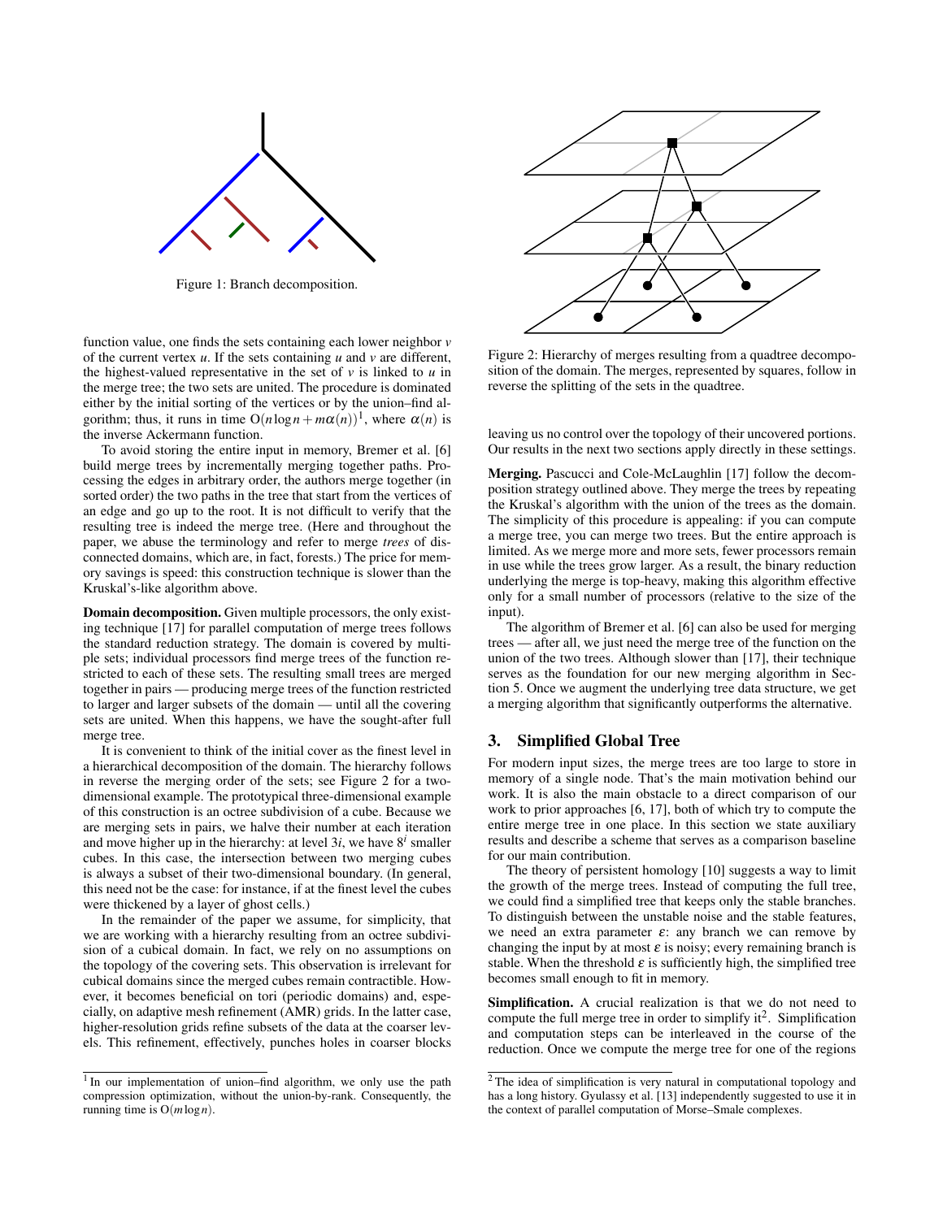Figure 1: Branch decomposition.

function value, one finds the sets containing each lower neighbor $v$ of the current vertex $u$. If the sets containing $u$ and $v$ are different, the highest-valued representative in the set of $v$ is linked to $u$ in the merge tree; the two sets are united. The procedure is dominated either by the initial sorting of the vertices or by the union–find algorithm; thus, it runs in time $O(n \log n + m\alpha(n))$[1], where $\alpha(n)$ is the inverse Ackermann function.

To avoid storing the entire input in memory, Bremer et al. [6] build merge trees by incrementally merging together paths. Processing the edges in arbitrary order, the authors merge together (in sorted order) the two paths in the tree that start from the vertices of an edge and go up to the root. It is not difficult to verify that the resulting tree is indeed the merge tree. (Here and throughout the paper, we abuse the terminology and refer to merge *trees* of disconnected domains, which are, in fact, forests.) The price for memory savings is speed: this construction technique is slower than the Kruskal's-like algorithm above.

**Domain decomposition.** Given multiple processors, the only existing technique [17] for parallel computation of merge trees follows the standard reduction strategy. The domain is covered by multiple sets; individual processors find merge trees of the function restricted to each of these sets. The resulting small trees are merged together in pairs — producing merge trees of the function restricted to larger and larger subsets of the domain — until all the covering sets are united. When this happens, we have the sought-after full merge tree.

It is convenient to think of the initial cover as the finest level in a hierarchical decomposition of the domain. The hierarchy follows in reverse the merging order of the sets; see Figure 2 for a two-dimensional example. The prototypical three-dimensional example of this construction is an octree subdivision of a cube. Because we are merging sets in pairs, we halve their number at each iteration and move higher up in the hierarchy: at level $3i$, we have $8^i$ smaller cubes. In this case, the intersection between two merging cubes is always a subset of their two-dimensional boundary. (In general, this need not be the case: for instance, if at the finest level the cubes were thickened by a layer of ghost cells.)

In the remainder of the paper we assume, for simplicity, that we are working with a hierarchy resulting from an octree subdivision of a cubical domain. In fact, we rely on no assumptions on the topology of the covering sets. This observation is irrelevant for cubical domains since the merged cubes remain contractible. However, it becomes beneficial on tori (periodic domains) and, especially, on adaptive mesh refinement (AMR) grids. In the latter case, higher-resolution grids refine subsets of the data at the coarser levels. This refinement, effectively, punches holes in coarser blocks

Figure 2: Hierarchy of merges resulting from a quadtree decomposition of the domain. The merges, represented by squares, follow in reverse the splitting of the sets in the quadtree.

leaving us no control over the topology of their uncovered portions. Our results in the next two sections apply directly in these settings.

**Merging.** Pascucci and Cole-McLaughlin [17] follow the decomposition strategy outlined above. They merge the trees by repeating the Kruskal's algorithm with the union of the trees as the domain. The simplicity of this procedure is appealing: if you can compute a merge tree, you can merge two trees. But the entire approach is limited. As we merge more and more sets, fewer processors remain in use while the trees grow larger. As a result, the binary reduction underlying the merge is top-heavy, making this algorithm effective only for a small number of processors (relative to the size of the input).

The algorithm of Bremer et al. [6] can also be used for merging trees — after all, we just need the merge tree of the function on the union of the two trees. Although slower than [17], their technique serves as the foundation for our new merging algorithm in Section 5. Once we augment the underlying tree data structure, we get a merging algorithm that significantly outperforms the alternative.

## 3. Simplified Global Tree

For modern input sizes, the merge trees are too large to store in memory of a single node. That's the main motivation behind our work. It is also the main obstacle to a direct comparison of our work to prior approaches [6, 17], both of which try to compute the entire merge tree in one place. In this section we state auxiliary results and describe a scheme that serves as a comparison baseline for our main contribution.

The theory of persistent homology [10] suggests a way to limit the growth of the merge trees. Instead of computing the full tree, we could find a simplified tree that keeps only the stable branches. To distinguish between the unstable noise and the stable features, we need an extra parameter $\varepsilon$: any branch we can remove by changing the input by at most $\varepsilon$ is noisy; every remaining branch is stable. When the threshold $\varepsilon$ is sufficiently high, the simplified tree becomes small enough to fit in memory.

**Simplification.** A crucial realization is that we do not need to compute the full merge tree in order to simplify it[2]. Simplification and computation steps can be interleaved in the course of the reduction. Once we compute the merge tree for one of the regions

[1] In our implementation of union–find algorithm, we only use the path compression optimization, without the union-by-rank. Consequently, the running time is $O(m \log n)$.

[2] The idea of simplification is very natural in computational topology and has a long history. Gyulassy et al. [13] independently suggested to use it in the context of parallel computation of Morse–Smale complexes.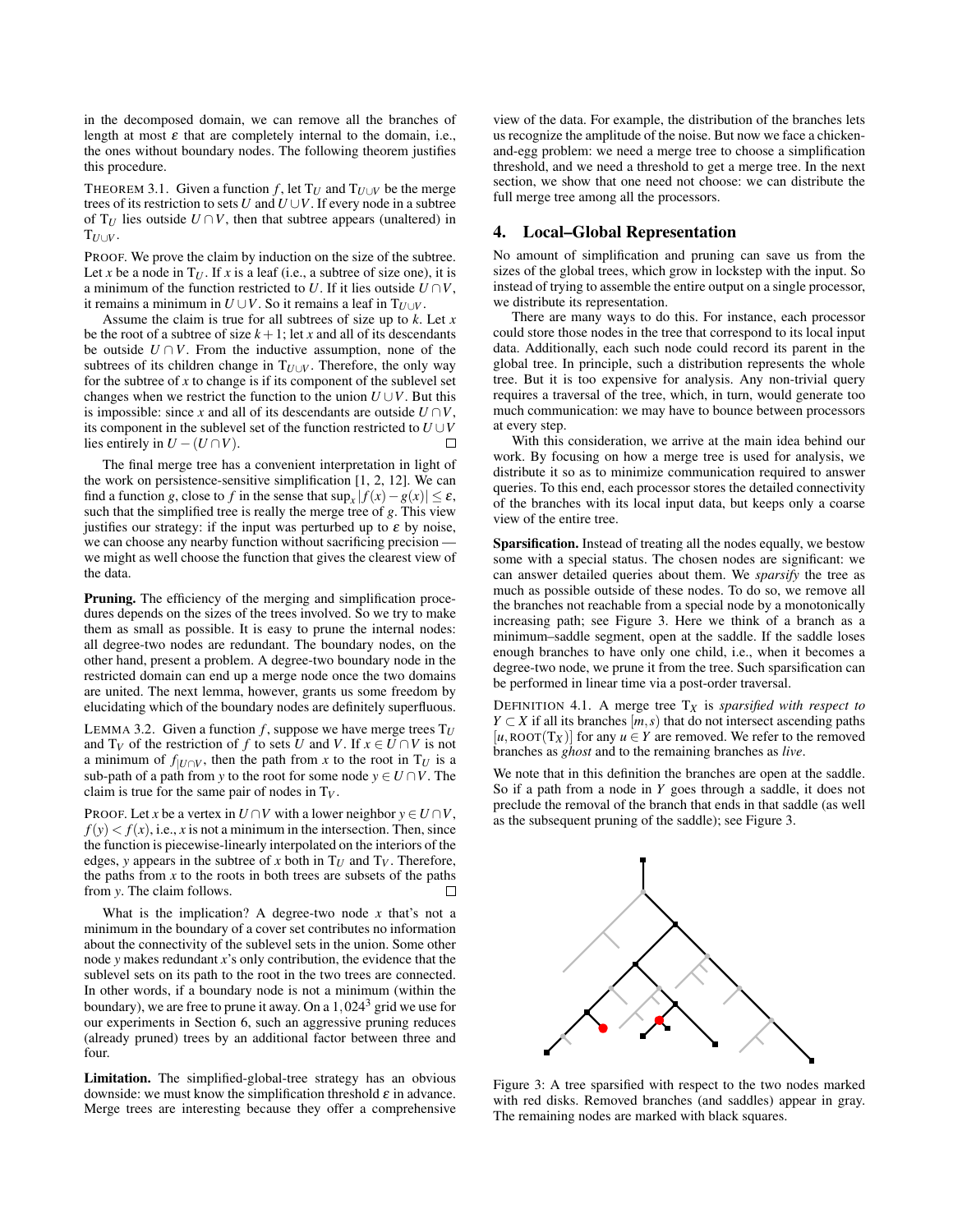in the decomposed domain, we can remove all the branches of length at most $\varepsilon$ that are completely internal to the domain, i.e., the ones without boundary nodes. The following theorem justifies this procedure.

THEOREM 3.1. Given a function $f$, let $\mathrm{T}_U$ and $\mathrm{T}_{U \cup V}$ be the merge trees of its restriction to sets $U$ and $U \cup V$. If every node in a subtree of $\mathrm{T}_U$ lies outside $U \cap V$, then that subtree appears (unaltered) in $\mathrm{T}_{U \cup V}$.

PROOF. We prove the claim by induction on the size of the subtree. Let $x$ be a node in $\mathrm{T}_U$. If $x$ is a leaf (i.e., a subtree of size one), it is a minimum of the function restricted to $U$. If it lies outside $U \cap V$, it remains a minimum in $U \cup V$. So it remains a leaf in $\mathrm{T}_{U \cup V}$.

Assume the claim is true for all subtrees of size up to $k$. Let $x$ be the root of a subtree of size $k+1$; let $x$ and all of its descendants be outside $U \cap V$. From the inductive assumption, none of the subtrees of its children change in $\mathrm{T}_{U \cup V}$. Therefore, the only way for the subtree of $x$ to change is if its component of the sublevel set changes when we restrict the function to the union $U \cup V$. But this is impossible: since $x$ and all of its descendants are outside $U \cap V$, its component in the sublevel set of the function restricted to $U \cup V$ lies entirely in $U - (U \cap V)$. □

The final merge tree has a convenient interpretation in light of the work on persistence-sensitive simplification [1, 2, 12]. We can find a function $g$, close to $f$ in the sense that $\sup_x |f(x) - g(x)| \leq \varepsilon$, such that the simplified tree is really the merge tree of $g$. This view justifies our strategy: if the input was perturbed up to $\varepsilon$ by noise, we can choose any nearby function without sacrificing precision — we might as well choose the function that gives the clearest view of the data.

**Pruning.** The efficiency of the merging and simplification procedures depends on the sizes of the trees involved. So we try to make them as small as possible. It is easy to prune the internal nodes: all degree-two nodes are redundant. The boundary nodes, on the other hand, present a problem. A degree-two boundary node in the restricted domain can end up a merge node once the two domains are united. The next lemma, however, grants us some freedom by elucidating which of the boundary nodes are definitely superfluous.

LEMMA 3.2. Given a function $f$, suppose we have merge trees $\mathrm{T}_U$ and $\mathrm{T}_V$ of the restriction of $f$ to sets $U$ and $V$. If $x \in U \cap V$ is not a minimum of $f_{|U \cap V}$, then the path from $x$ to the root in $\mathrm{T}_U$ is a sub-path of a path from $y$ to the root for some node $y \in U \cap V$. The claim is true for the same pair of nodes in $\mathrm{T}_V$.

PROOF. Let $x$ be a vertex in $U \cap V$ with a lower neighbor $y \in U \cap V$, $f(y) < f(x)$, i.e., $x$ is not a minimum in the intersection. Then, since the function is piecewise-linearly interpolated on the interiors of the edges, $y$ appears in the subtree of $x$ both in $\mathrm{T}_U$ and $\mathrm{T}_V$. Therefore, the paths from $x$ to the roots in both trees are subsets of the paths from $y$. The claim follows. □

What is the implication? A degree-two node $x$ that's not a minimum in the boundary of a cover set contributes no information about the connectivity of the sublevel sets in the union. Some other node $y$ makes redundant $x$'s only contribution, the evidence that the sublevel sets on its path to the root in the two trees are connected. In other words, if a boundary node is not a minimum (within the boundary), we are free to prune it away. On a $1,024^3$ grid we use for our experiments in Section 6, such an aggressive pruning reduces (already pruned) trees by an additional factor between three and four.

**Limitation.** The simplified-global-tree strategy has an obvious downside: we must know the simplification threshold $\varepsilon$ in advance. Merge trees are interesting because they offer a comprehensive view of the data. For example, the distribution of the branches lets us recognize the amplitude of the noise. But now we face a chicken-and-egg problem: we need a merge tree to choose a simplification threshold, and we need a threshold to get a merge tree. In the next section, we show that one need not choose: we can distribute the full merge tree among all the processors.

## 4. Local–Global Representation

No amount of simplification and pruning can save us from the sizes of the global trees, which grow in lockstep with the input. So instead of trying to assemble the entire output on a single processor, we distribute its representation.

There are many ways to do this. For instance, each processor could store those nodes in the tree that correspond to its local input data. Additionally, each such node could record its parent in the global tree. In principle, such a distribution represents the whole tree. But it is too expensive for analysis. Any non-trivial query requires a traversal of the tree, which, in turn, would generate too much communication: we may have to bounce between processors at every step.

With this consideration, we arrive at the main idea behind our work. By focusing on how a merge tree is used for analysis, we distribute it so as to minimize communication required to answer queries. To this end, each processor stores the detailed connectivity of the branches with its local input data, but keeps only a coarse view of the entire tree.

**Sparsification.** Instead of treating all the nodes equally, we bestow some with a special status. The chosen nodes are significant: we can answer detailed queries about them. We *sparsify* the tree as much as possible outside of these nodes. To do so, we remove all the branches not reachable from a special node by a monotonically increasing path; see Figure 3. Here we think of a branch as a minimum–saddle segment, open at the saddle. If the saddle loses enough branches to have only one child, i.e., when it becomes a degree-two node, we prune it from the tree. Such sparsification can be performed in linear time via a post-order traversal.

DEFINITION 4.1. A merge tree $\mathrm{T}_X$ is *sparsified with respect to* $Y \subset X$ if all its branches $[m, s)$ that do not intersect ascending paths $[u, \mathrm{ROOT}(\mathrm{T}_X)]$ for any $u \in Y$ are removed. We refer to the removed branches as *ghost* and to the remaining branches as *live*.

We note that in this definition the branches are open at the saddle. So if a path from a node in $Y$ goes through a saddle, it does not preclude the removal of the branch that ends in that saddle (as well as the subsequent pruning of the saddle); see Figure 3.

Figure 3: A tree sparsified with respect to the two nodes marked with red disks. Removed branches (and saddles) appear in gray. The remaining nodes are marked with black squares.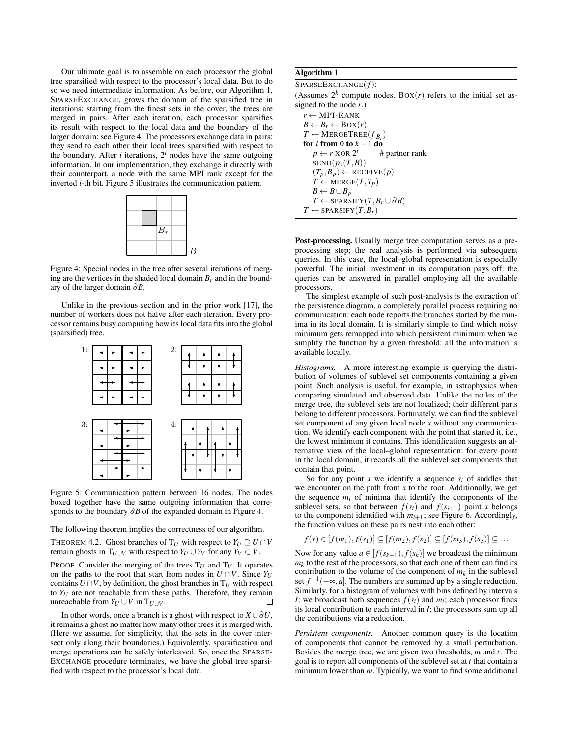Our ultimate goal is to assemble on each processor the global tree sparsified with respect to the processor's local data. But to do so we need intermediate information. As before, our Algorithm 1, SPARSEEXCHANGE, grows the domain of the sparsified tree in iterations: starting from the finest sets in the cover, the trees are merged in pairs. After each iteration, each processor sparsifies its result with respect to the local data and the boundary of the larger domain; see Figure 4. The processors exchange data in pairs: they send to each other their local trees sparsified with respect to the boundary. After $i$ iterations, $2^i$ nodes have the same outgoing information. In our implementation, they exchange it directly with their counterpart, a node with the same MPI rank except for the inverted $i$-th bit. Figure 5 illustrates the communication pattern.

Figure 4: Special nodes in the tree after several iterations of merging are the vertices in the shaded local domain $B_r$ and in the boundary of the larger domain $\partial B$.

Unlike in the previous section and in the prior work [17], the number of workers does not halve after each iteration. Every processor remains busy computing how its local data fits into the global (sparsified) tree.

Figure 5: Communication pattern between 16 nodes. The nodes boxed together have the same outgoing information that corresponds to the boundary $\partial B$ of the expanded domain in Figure 4.

The following theorem implies the correctness of our algorithm.

THEOREM 4.2. Ghost branches of $T_U$ with respect to $Y_U \supseteq U \cap V$ remain ghosts in $T_{U \cup V}$ with respect to $Y_U \cup Y_V$ for any $Y_V \subset V$.

PROOF. Consider the merging of the trees $T_U$ and $T_V$. It operates on the paths to the root that start from nodes in $U \cap V$. Since $Y_U$ contains $U \cap V$, by definition, the ghost branches in $T_U$ with respect to $Y_U$ are not reachable from these paths. Therefore, they remain unreachable from $Y_U \cup V$ in $T_{U \cup V}$. □

In other words, once a branch is a ghost with respect to $X \cup \partial U$, it remains a ghost no matter how many other trees it is merged with. (Here we assume, for simplicity, that the sets in the cover intersect only along their boundaries.) Equivalently, sparsification and merge operations can be safely interleaved. So, once the SPARSEEXCHANGE procedure terminates, we have the global tree sparsified with respect to the processor's local data.

**Algorithm 1**

```
SPARSEEXCHANGE(f):
(Assumes 2^k compute nodes. BOX(r) refers to the initial set assigned to the node r.)
r ← MPI-RANK
B ← B_r ← BOX(r)
T ← MERGETREE(f|B_r)
for i from 0 to k−1 do
    p ← r XOR 2^i        # partner rank
    SEND(p, (T, B))
    (T_p, B_p) ← RECEIVE(p)
    T ← MERGE(T, T_p)
    B ← B ∪ B_p
    T ← SPARSIFY(T, B_r ∪ ∂B)
T ← SPARSIFY(T, B_r)
```

**Post-processing.** Usually merge tree computation serves as a preprocessing step; the real analysis is performed via subsequent queries. In this case, the local–global representation is especially powerful. The initial investment in its computation pays off: the queries can be answered in parallel employing all the available processors.

The simplest example of such post-analysis is the extraction of the persistence diagram, a completely parallel process requiring no communication: each node reports the branches started by the minima in its local domain. It is similarly simple to find which noisy minimum gets remapped into which persistent minimum when we simplify the function by a given threshold: all the information is available locally.

*Histograms.* A more interesting example is querying the distribution of volumes of sublevel set components containing a given point. Such analysis is useful, for example, in astrophysics when comparing simulated and observed data. Unlike the nodes of the merge tree, the sublevel sets are not localized; their different parts belong to different processors. Fortunately, we can find the sublevel set component of any given local node $x$ without any communication. We identify each component with the point that started it, i.e., the lowest minimum it contains. This identification suggests an alternative view of the local–global representation: for every point in the local domain, it records all the sublevel set components that contain that point.

So for any point $x$ we identify a sequence $s_i$ of saddles that we encounter on the path from $x$ to the root. Additionally, we get the sequence $m_i$ of minima that identify the components of the sublevel sets, so that between $f(s_i)$ and $f(s_{i+1})$ point $x$ belongs to the component identified with $m_{i+1}$; see Figure 6. Accordingly, the function values on these pairs nest into each other:

$$f(x) \in [f(m_1), f(s_1)] \subseteq [f(m_2), f(s_2)] \subseteq [f(m_3), f(s_3)] \subseteq \ldots$$

Now for any value $a \in [f(s_{k-1}), f(s_k)]$ we broadcast the minimum $m_k$ to the rest of the processors, so that each one of them can find its contribution to the volume of the component of $m_k$ in the sublevel set $f^{-1}(-\infty, a]$. The numbers are summed up by a single reduction. Similarly, for a histogram of volumes with bins defined by intervals $I$: we broadcast both sequences $f(s_i)$ and $m_i$; each processor finds its local contribution to each interval in $I$; the processors sum up all the contributions via a reduction.

*Persistent components.* Another common query is the location of components that cannot be removed by a small perturbation. Besides the merge tree, we are given two thresholds, $m$ and $t$. The goal is to report all components of the sublevel set at $t$ that contain a minimum lower than $m$. Typically, we want to find some additional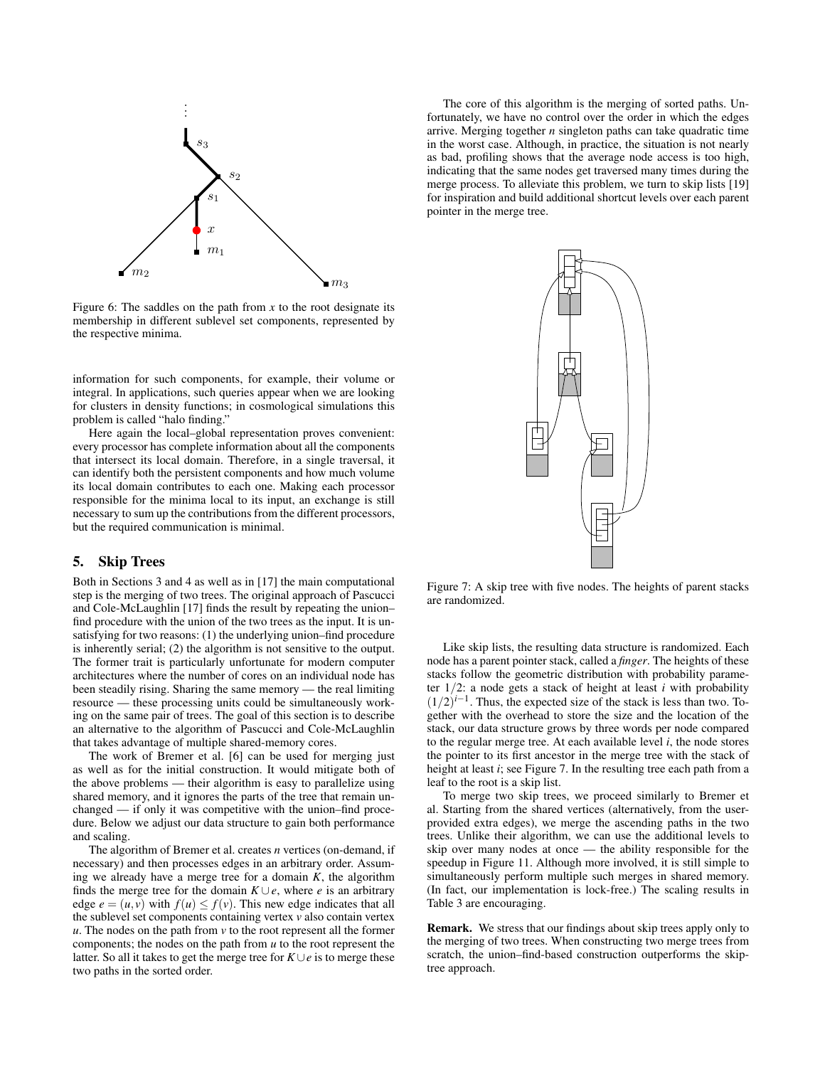Figure 6: The saddles on the path from $x$ to the root designate its membership in different sublevel set components, represented by the respective minima.

information for such components, for example, their volume or integral. In applications, such queries appear when we are looking for clusters in density functions; in cosmological simulations this problem is called "halo finding."

Here again the local–global representation proves convenient: every processor has complete information about all the components that intersect its local domain. Therefore, in a single traversal, it can identify both the persistent components and how much volume its local domain contributes to each one. Making each processor responsible for the minima local to its input, an exchange is still necessary to sum up the contributions from the different processors, but the required communication is minimal.

## 5. Skip Trees

Both in Sections 3 and 4 as well as in [17] the main computational step is the merging of two trees. The original approach of Pascucci and Cole-McLaughlin [17] finds the result by repeating the union–find procedure with the union of the two trees as the input. It is unsatisfying for two reasons: (1) the underlying union–find procedure is inherently serial; (2) the algorithm is not sensitive to the output. The former trait is particularly unfortunate for modern computer architectures where the number of cores on an individual node has been steadily rising. Sharing the same memory — the real limiting resource — these processing units could be simultaneously working on the same pair of trees. The goal of this section is to describe an alternative to the algorithm of Pascucci and Cole-McLaughlin that takes advantage of multiple shared-memory cores.

The work of Bremer et al. [6] can be used for merging just as well as for the initial construction. It would mitigate both of the above problems — their algorithm is easy to parallelize using shared memory, and it ignores the parts of the tree that remain unchanged — if only it was competitive with the union–find procedure. Below we adjust our data structure to gain both performance and scaling.

The algorithm of Bremer et al. creates $n$ vertices (on-demand, if necessary) and then processes edges in an arbitrary order. Assuming we already have a merge tree for a domain $K$, the algorithm finds the merge tree for the domain $K \cup e$, where $e$ is an arbitrary edge $e = (u, v)$ with $f(u) \leq f(v)$. This new edge indicates that all the sublevel set components containing vertex $v$ also contain vertex $u$. The nodes on the path from $v$ to the root represent all the former components; the nodes on the path from $u$ to the root represent the latter. So all it takes to get the merge tree for $K \cup e$ is to merge these two paths in the sorted order.

The core of this algorithm is the merging of sorted paths. Unfortunately, we have no control over the order in which the edges arrive. Merging together $n$ singleton paths can take quadratic time in the worst case. Although, in practice, the situation is not nearly as bad, profiling shows that the average node access is too high, indicating that the same nodes get traversed many times during the merge process. To alleviate this problem, we turn to skip lists [19] for inspiration and build additional shortcut levels over each parent pointer in the merge tree.

Figure 7: A skip tree with five nodes. The heights of parent stacks are randomized.

Like skip lists, the resulting data structure is randomized. Each node has a parent pointer stack, called a *finger*. The heights of these stacks follow the geometric distribution with probability parameter $1/2$: a node gets a stack of height at least $i$ with probability $(1/2)^{i-1}$. Thus, the expected size of the stack is less than two. Together with the overhead to store the size and the location of the stack, our data structure grows by three words per node compared to the regular merge tree. At each available level $i$, the node stores the pointer to its first ancestor in the merge tree with the stack of height at least $i$; see Figure 7. In the resulting tree each path from a leaf to the root is a skip list.

To merge two skip trees, we proceed similarly to Bremer et al. Starting from the shared vertices (alternatively, from the user-provided extra edges), we merge the ascending paths in the two trees. Unlike their algorithm, we can use the additional levels to skip over many nodes at once — the ability responsible for the speedup in Figure 11. Although more involved, it is still simple to simultaneously perform multiple such merges in shared memory. (In fact, our implementation is lock-free.) The scaling results in Table 3 are encouraging.

**Remark.** We stress that our findings about skip trees apply only to the merging of two trees. When constructing two merge trees from scratch, the union–find-based construction outperforms the skip-tree approach.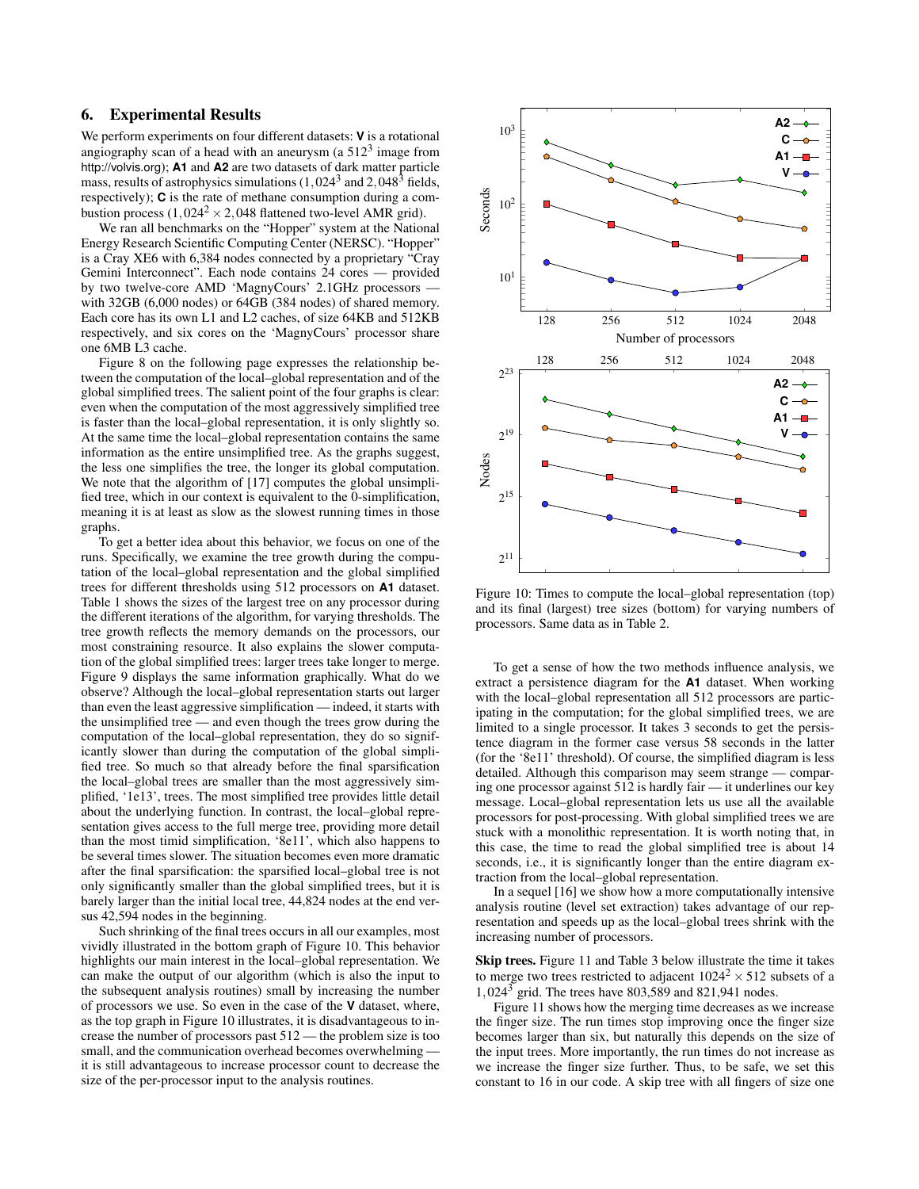## 6. Experimental Results

We perform experiments on four different datasets: **V** is a rotational angiography scan of a head with an aneurysm (a $512^3$ image from http://volvis.org); **A1** and **A2** are two datasets of dark matter particle mass, results of astrophysics simulations ($1,024^3$ and $2,048^3$ fields, respectively); **C** is the rate of methane consumption during a combustion process ($1,024^2 \times 2,048$ flattened two-level AMR grid).

We ran all benchmarks on the "Hopper" system at the National Energy Research Scientific Computing Center (NERSC). "Hopper" is a Cray XE6 with 6,384 nodes connected by a proprietary "Cray Gemini Interconnect". Each node contains 24 cores — provided by two twelve-core AMD 'MagnyCours' 2.1GHz processors — with 32GB (6,000 nodes) or 64GB (384 nodes) of shared memory. Each core has its own L1 and L2 caches, of size 64KB and 512KB respectively, and six cores on the 'MagnyCours' processor share one 6MB L3 cache.

Figure 8 on the following page expresses the relationship between the computation of the local–global representation and of the global simplified trees. The salient point of the four graphs is clear: even when the computation of the most aggressively simplified tree is faster than the local–global representation, it is only slightly so. At the same time the local–global representation contains the same information as the entire unsimplified tree. As the graphs suggest, the less one simplifies the tree, the longer its global computation. We note that the algorithm of [17] computes the global unsimplified tree, which in our context is equivalent to the 0-simplification, meaning it is at least as slow as the slowest running times in those graphs.

To get a better idea about this behavior, we focus on one of the runs. Specifically, we examine the tree growth during the computation of the local–global representation and the global simplified trees for different thresholds using 512 processors on **A1** dataset. Table 1 shows the sizes of the largest tree on any processor during the different iterations of the algorithm, for varying thresholds. The tree growth reflects the memory demands on the processors, our most constraining resource. It also explains the slower computation of the global simplified trees: larger trees take longer to merge. Figure 9 displays the same information graphically. What do we observe? Although the local–global representation starts out larger than even the least aggressive simplification — indeed, it starts with the unsimplified tree — and even though the trees grow during the computation of the local–global representation, they do so significantly slower than during the computation of the global simplified tree. So much so that already before the final sparsification the local–global trees are smaller than the most aggressively simplified, '1e13', trees. The most simplified tree provides little detail about the underlying function. In contrast, the local–global representation gives access to the full merge tree, providing more detail than the most timid simplification, '8e11', which also happens to be several times slower. The situation becomes even more dramatic after the final sparsification: the sparsified local–global tree is not only significantly smaller than the global simplified trees, but it is barely larger than the initial local tree, 44,824 nodes at the end versus 42,594 nodes in the beginning.

Such shrinking of the final trees occurs in all our examples, most vividly illustrated in the bottom graph of Figure 10. This behavior highlights our main interest in the local–global representation. We can make the output of our algorithm (which is also the input to the subsequent analysis routines) small by increasing the number of processors we use. So even in the case of the **V** dataset, where, as the top graph in Figure 10 illustrates, it is disadvantageous to increase the number of processors past 512 — the problem size is too small, and the communication overhead becomes overwhelming — it is still advantageous to increase processor count to decrease the size of the per-processor input to the analysis routines.

Figure 10: Times to compute the local–global representation (top) and its final (largest) tree sizes (bottom) for varying numbers of processors. Same data as in Table 2.

To get a sense of how the two methods influence analysis, we extract a persistence diagram for the **A1** dataset. When working with the local–global representation all 512 processors are participating in the computation; for the global simplified trees, we are limited to a single processor. It takes 3 seconds to get the persistence diagram in the former case versus 58 seconds in the latter (for the '8e11' threshold). Of course, the simplified diagram is less detailed. Although this comparison may seem strange — comparing one processor against 512 is hardly fair — it underlines our key message. Local–global representation lets us use all the available processors for post-processing. With global simplified trees we are stuck with a monolithic representation. It is worth noting that, in this case, the time to read the global simplified tree is about 14 seconds, i.e., it is significantly longer than the entire diagram extraction from the local–global representation.

In a sequel [16] we show how a more computationally intensive analysis routine (level set extraction) takes advantage of our representation and speeds up as the local–global trees shrink with the increasing number of processors.

**Skip trees.** Figure 11 and Table 3 below illustrate the time it takes to merge two trees restricted to adjacent $1024^2 \times 512$ subsets of a $1,024^3$ grid. The trees have 803,589 and 821,941 nodes.

Figure 11 shows how the merging time decreases as we increase the finger size. The run times stop improving once the finger size becomes larger than six, but naturally this depends on the size of the input trees. More importantly, the run times do not increase as we increase the finger size further. Thus, to be safe, we set this constant to 16 in our code. A skip tree with all fingers of size one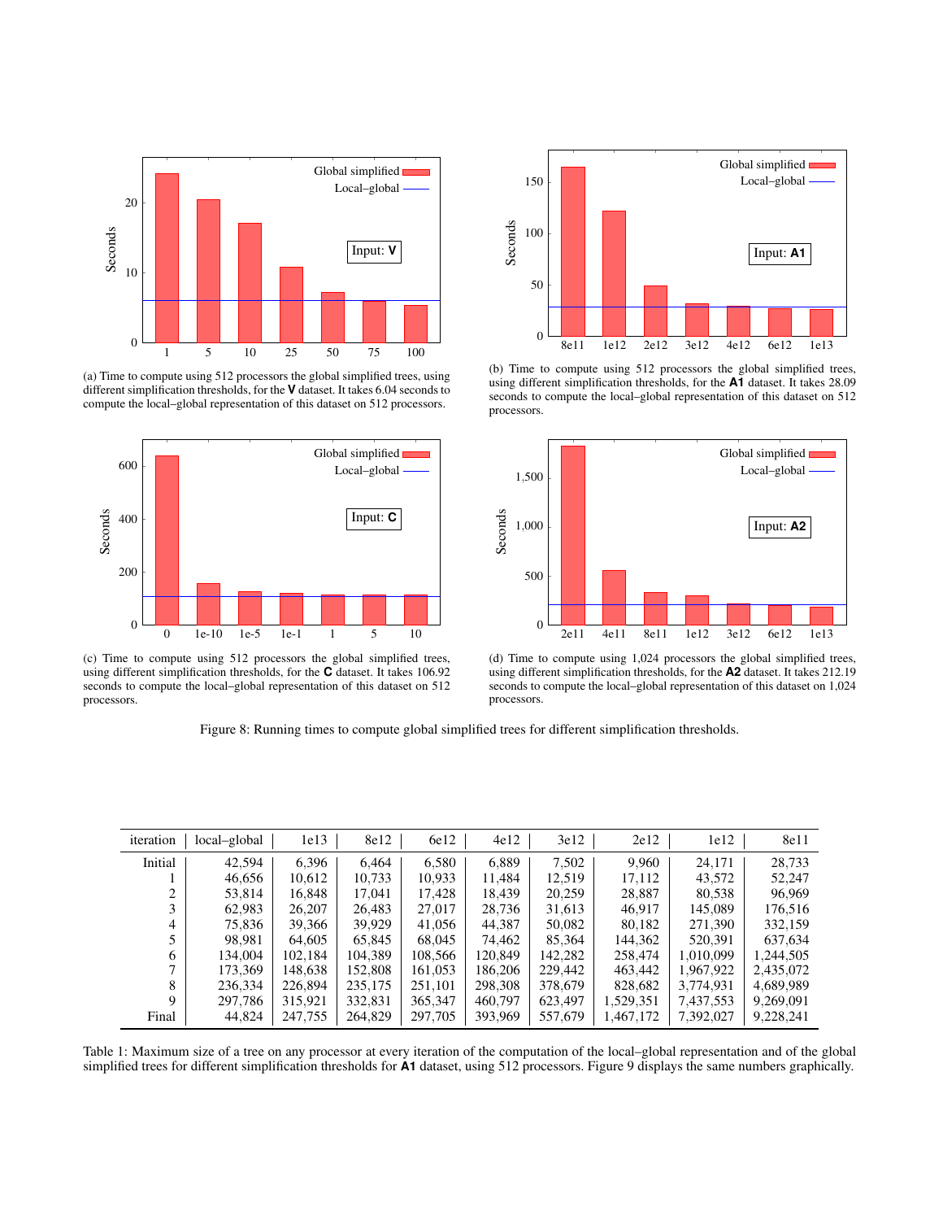(a) Time to compute using 512 processors the global simplified trees, using different simplification thresholds, for the **V** dataset. It takes 6.04 seconds to compute the local–global representation of this dataset on 512 processors.

(b) Time to compute using 512 processors the global simplified trees, using different simplification thresholds, for the **A1** dataset. It takes 28.09 seconds to compute the local–global representation of this dataset on 512 processors.

(c) Time to compute using 512 processors the global simplified trees, using different simplification thresholds, for the **C** dataset. It takes 106.92 seconds to compute the local–global representation of this dataset on 512 processors.

(d) Time to compute using 1,024 processors the global simplified trees, using different simplification thresholds, for the **A2** dataset. It takes 212.19 seconds to compute the local–global representation of this dataset on 1,024 processors.

Figure 8: Running times to compute global simplified trees for different simplification thresholds.

| iteration | local–global | 1e13 | 8e12 | 6e12 | 4e12 | 3e12 | 2e12 | 1e12 | 8e11 |
|---|---|---|---|---|---|---|---|---|---|
| Initial | 42,594 | 6,396 | 6,464 | 6,580 | 6,889 | 7,502 | 9,960 | 24,171 | 28,733 |
| 1 | 46,656 | 10,612 | 10,733 | 10,933 | 11,484 | 12,519 | 17,112 | 43,572 | 52,247 |
| 2 | 53,814 | 16,848 | 17,041 | 17,428 | 18,439 | 20,259 | 28,887 | 80,538 | 96,969 |
| 3 | 62,983 | 26,207 | 26,483 | 27,017 | 28,736 | 31,613 | 46,917 | 145,089 | 176,516 |
| 4 | 75,836 | 39,366 | 39,929 | 41,056 | 44,387 | 50,082 | 80,182 | 271,390 | 332,159 |
| 5 | 98,981 | 64,605 | 65,845 | 68,045 | 74,462 | 85,364 | 144,362 | 520,391 | 637,634 |
| 6 | 134,004 | 102,184 | 104,389 | 108,566 | 120,849 | 142,282 | 258,474 | 1,010,099 | 1,244,505 |
| 7 | 173,369 | 148,638 | 152,808 | 161,053 | 186,206 | 229,442 | 463,442 | 1,967,922 | 2,435,072 |
| 8 | 236,334 | 226,894 | 235,175 | 251,101 | 298,308 | 378,679 | 828,682 | 3,774,931 | 4,689,989 |
| 9 | 297,786 | 315,921 | 332,831 | 365,347 | 460,797 | 623,497 | 1,529,351 | 7,437,553 | 9,269,091 |
| Final | 44,824 | 247,755 | 264,829 | 297,705 | 393,969 | 557,679 | 1,467,172 | 7,392,027 | 9,228,241 |

Table 1: Maximum size of a tree on any processor at every iteration of the computation of the local–global representation and of the global simplified trees for different simplification thresholds for **A1** dataset, using 512 processors. Figure 9 displays the same numbers graphically.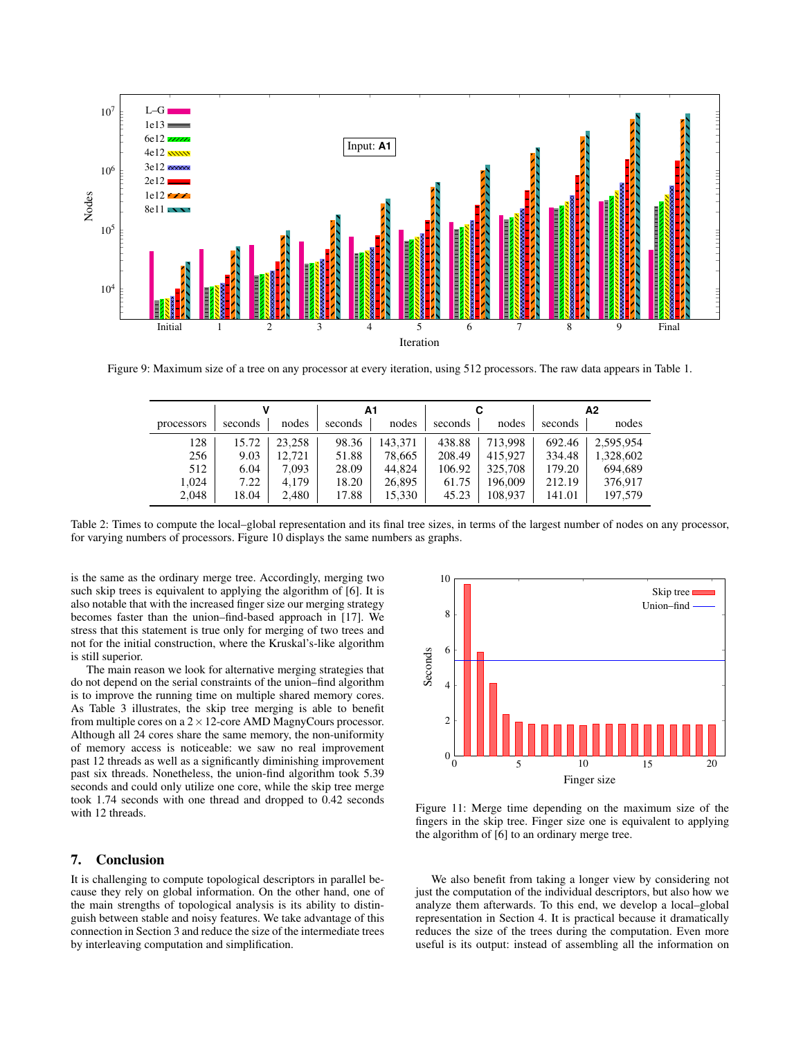Figure 9: Maximum size of a tree on any processor at every iteration, using 512 processors. The raw data appears in Table 1.

| processors | **V** seconds | **V** nodes | **A1** seconds | **A1** nodes | **C** seconds | **C** nodes | **A2** seconds | **A2** nodes |
|---|---|---|---|---|---|---|---|---|
| 128 | 15.72 | 23,258 | 98.36 | 143,371 | 438.88 | 713,998 | 692.46 | 2,595,954 |
| 256 | 9.03 | 12,721 | 51.88 | 78,665 | 208.49 | 415,927 | 334.48 | 1,328,602 |
| 512 | 6.04 | 7,093 | 28.09 | 44,824 | 106.92 | 325,708 | 179.20 | 694,689 |
| 1,024 | 7.22 | 4,179 | 18.20 | 26,895 | 61.75 | 196,009 | 212.19 | 376,917 |
| 2,048 | 18.04 | 2,480 | 17.88 | 15,330 | 45.23 | 108,937 | 141.01 | 197,579 |

Table 2: Times to compute the local–global representation and its final tree sizes, in terms of the largest number of nodes on any processor, for varying numbers of processors. Figure 10 displays the same numbers as graphs.

is the same as the ordinary merge tree. Accordingly, merging two such skip trees is equivalent to applying the algorithm of [6]. It is also notable that with the increased finger size our merging strategy becomes faster than the union–find-based approach in [17]. We stress that this statement is true only for merging of two trees and not for the initial construction, where the Kruskal's-like algorithm is still superior.

The main reason we look for alternative merging strategies that do not depend on the serial constraints of the union–find algorithm is to improve the running time on multiple shared memory cores. As Table 3 illustrates, the skip tree merging is able to benefit from multiple cores on a $2 \times 12$-core AMD MagnyCours processor. Although all 24 cores share the same memory, the non-uniformity of memory access is noticeable: we saw no real improvement past 12 threads as well as a significantly diminishing improvement past six threads. Nonetheless, the union-find algorithm took 5.39 seconds and could only utilize one core, while the skip tree merge took 1.74 seconds with one thread and dropped to 0.42 seconds with 12 threads.

Figure 11: Merge time depending on the maximum size of the fingers in the skip tree. Finger size one is equivalent to applying the algorithm of [6] to an ordinary merge tree.

## 7. Conclusion

It is challenging to compute topological descriptors in parallel because they rely on global information. On the other hand, one of the main strengths of topological analysis is its ability to distinguish between stable and noisy features. We take advantage of this connection in Section 3 and reduce the size of the intermediate trees by interleaving computation and simplification.

We also benefit from taking a longer view by considering not just the computation of the individual descriptors, but also how we analyze them afterwards. To this end, we develop a local–global representation in Section 4. It is practical because it dramatically reduces the size of the trees during the computation. Even more useful is its output: instead of assembling all the information on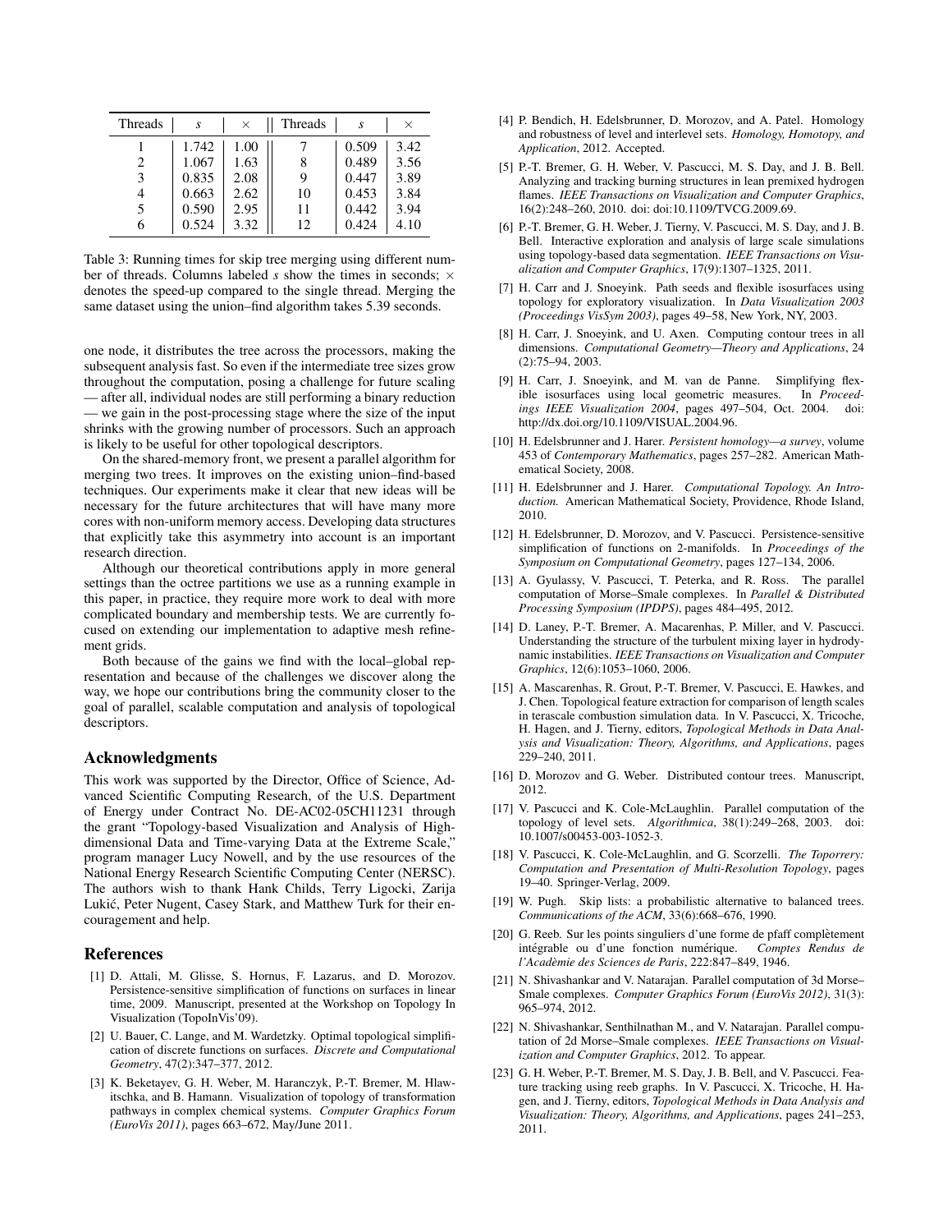| Threads | $s$ | $\times$ | Threads | $s$ | $\times$ |
|---|---|---|---|---|---|
| 1 | 1.742 | 1.00 | 7 | 0.509 | 3.42 |
| 2 | 1.067 | 1.63 | 8 | 0.489 | 3.56 |
| 3 | 0.835 | 2.08 | 9 | 0.447 | 3.89 |
| 4 | 0.663 | 2.62 | 10 | 0.453 | 3.84 |
| 5 | 0.590 | 2.95 | 11 | 0.442 | 3.94 |
| 6 | 0.524 | 3.32 | 12 | 0.424 | 4.10 |

Table 3: Running times for skip tree merging using different number of threads. Columns labeled $s$ show the times in seconds; $\times$ denotes the speed-up compared to the single thread. Merging the same dataset using the union–find algorithm takes 5.39 seconds.

one node, it distributes the tree across the processors, making the subsequent analysis fast. So even if the intermediate tree sizes grow throughout the computation, posing a challenge for future scaling — after all, individual nodes are still performing a binary reduction — we gain in the post-processing stage where the size of the input shrinks with the growing number of processors. Such an approach is likely to be useful for other topological descriptors.

On the shared-memory front, we present a parallel algorithm for merging two trees. It improves on the existing union–find-based techniques. Our experiments make it clear that new ideas will be necessary for the future architectures that will have many more cores with non-uniform memory access. Developing data structures that explicitly take this asymmetry into account is an important research direction.

Although our theoretical contributions apply in more general settings than the octree partitions we use as a running example in this paper, in practice, they require more work to deal with more complicated boundary and membership tests. We are currently focused on extending our implementation to adaptive mesh refinement grids.

Both because of the gains we find with the local–global representation and because of the challenges we discover along the way, we hope our contributions bring the community closer to the goal of parallel, scalable computation and analysis of topological descriptors.

## Acknowledgments

This work was supported by the Director, Office of Science, Advanced Scientific Computing Research, of the U.S. Department of Energy under Contract No. DE-AC02-05CH11231 through the grant "Topology-based Visualization and Analysis of High-dimensional Data and Time-varying Data at the Extreme Scale," program manager Lucy Nowell, and by the use resources of the National Energy Research Scientific Computing Center (NERSC). The authors wish to thank Hank Childs, Terry Ligocki, Zarija Lukić, Peter Nugent, Casey Stark, and Matthew Turk for their encouragement and help.

## References

[1] D. Attali, M. Glisse, S. Hornus, F. Lazarus, and D. Morozov. Persistence-sensitive simplification of functions on surfaces in linear time, 2009. Manuscript, presented at the Workshop on Topology In Visualization (TopoInVis'09).

[2] U. Bauer, C. Lange, and M. Wardetzky. Optimal topological simplification of discrete functions on surfaces. *Discrete and Computational Geometry*, 47(2):347–377, 2012.

[3] K. Beketayev, G. H. Weber, M. Haranczyk, P.-T. Bremer, M. Hlawitschka, and B. Hamann. Visualization of topology of transformation pathways in complex chemical systems. *Computer Graphics Forum (EuroVis 2011)*, pages 663–672, May/June 2011.

[4] P. Bendich, H. Edelsbrunner, D. Morozov, and A. Patel. Homology and robustness of level and interlevel sets. *Homology, Homotopy, and Application*, 2012. Accepted.

[5] P.-T. Bremer, G. H. Weber, V. Pascucci, M. S. Day, and J. B. Bell. Analyzing and tracking burning structures in lean premixed hydrogen flames. *IEEE Transactions on Visualization and Computer Graphics*, 16(2):248–260, 2010. doi: doi:10.1109/TVCG.2009.69.

[6] P.-T. Bremer, G. H. Weber, J. Tierny, V. Pascucci, M. S. Day, and J. B. Bell. Interactive exploration and analysis of large scale simulations using topology-based data segmentation. *IEEE Transactions on Visualization and Computer Graphics*, 17(9):1307–1325, 2011.

[7] H. Carr and J. Snoeyink. Path seeds and flexible isosurfaces using topology for exploratory visualization. In *Data Visualization 2003 (Proceedings VisSym 2003)*, pages 49–58, New York, NY, 2003.

[8] H. Carr, J. Snoeyink, and U. Axen. Computing contour trees in all dimensions. *Computational Geometry—Theory and Applications*, 24 (2):75–94, 2003.

[9] H. Carr, J. Snoeyink, and M. van de Panne. Simplifying flexible isosurfaces using local geometric measures. In *Proceedings IEEE Visualization 2004*, pages 497–504, Oct. 2004. doi: http://dx.doi.org/10.1109/VISUAL.2004.96.

[10] H. Edelsbrunner and J. Harer. *Persistent homology—a survey*, volume 453 of *Contemporary Mathematics*, pages 257–282. American Mathematical Society, 2008.

[11] H. Edelsbrunner and J. Harer. *Computational Topology. An Introduction.* American Mathematical Society, Providence, Rhode Island, 2010.

[12] H. Edelsbrunner, D. Morozov, and V. Pascucci. Persistence-sensitive simplification of functions on 2-manifolds. In *Proceedings of the Symposium on Computational Geometry*, pages 127–134, 2006.

[13] A. Gyulassy, V. Pascucci, T. Peterka, and R. Ross. The parallel computation of Morse–Smale complexes. In *Parallel & Distributed Processing Symposium (IPDPS)*, pages 484–495, 2012.

[14] D. Laney, P.-T. Bremer, A. Macarenhas, P. Miller, and V. Pascucci. Understanding the structure of the turbulent mixing layer in hydrodynamic instabilities. *IEEE Transactions on Visualization and Computer Graphics*, 12(6):1053–1060, 2006.

[15] A. Mascarenhas, R. Grout, P.-T. Bremer, V. Pascucci, E. Hawkes, and J. Chen. Topological feature extraction for comparison of length scales in terascale combustion simulation data. In V. Pascucci, X. Tricoche, H. Hagen, and J. Tierny, editors, *Topological Methods in Data Analysis and Visualization: Theory, Algorithms, and Applications*, pages 229–240, 2011.

[16] D. Morozov and G. Weber. Distributed contour trees. Manuscript, 2012.

[17] V. Pascucci and K. Cole-McLaughlin. Parallel computation of the topology of level sets. *Algorithmica*, 38(1):249–268, 2003. doi: 10.1007/s00453-003-1052-3.

[18] V. Pascucci, K. Cole-McLaughlin, and G. Scorzelli. *The Toporrery: Computation and Presentation of Multi-Resolution Topology*, pages 19–40. Springer-Verlag, 2009.

[19] W. Pugh. Skip lists: a probabilistic alternative to balanced trees. *Communications of the ACM*, 33(6):668–676, 1990.

[20] G. Reeb. Sur les points singuliers d'une forme de pfaff complètement intégrable ou d'une fonction numérique. *Comptes Rendus de l'Acadèmie des Sciences de Paris*, 222:847–849, 1946.

[21] N. Shivashankar and V. Natarajan. Parallel computation of 3d Morse–Smale complexes. *Computer Graphics Forum (EuroVis 2012)*, 31(3): 965–974, 2012.

[22] N. Shivashankar, Senthilnathan M., and V. Natarajan. Parallel computation of 2d Morse–Smale complexes. *IEEE Transactions on Visualization and Computer Graphics*, 2012. To appear.

[23] G. H. Weber, P.-T. Bremer, M. S. Day, J. B. Bell, and V. Pascucci. Feature tracking using reeb graphs. In V. Pascucci, X. Tricoche, H. Hagen, and J. Tierny, editors, *Topological Methods in Data Analysis and Visualization: Theory, Algorithms, and Applications*, pages 241–253, 2011.